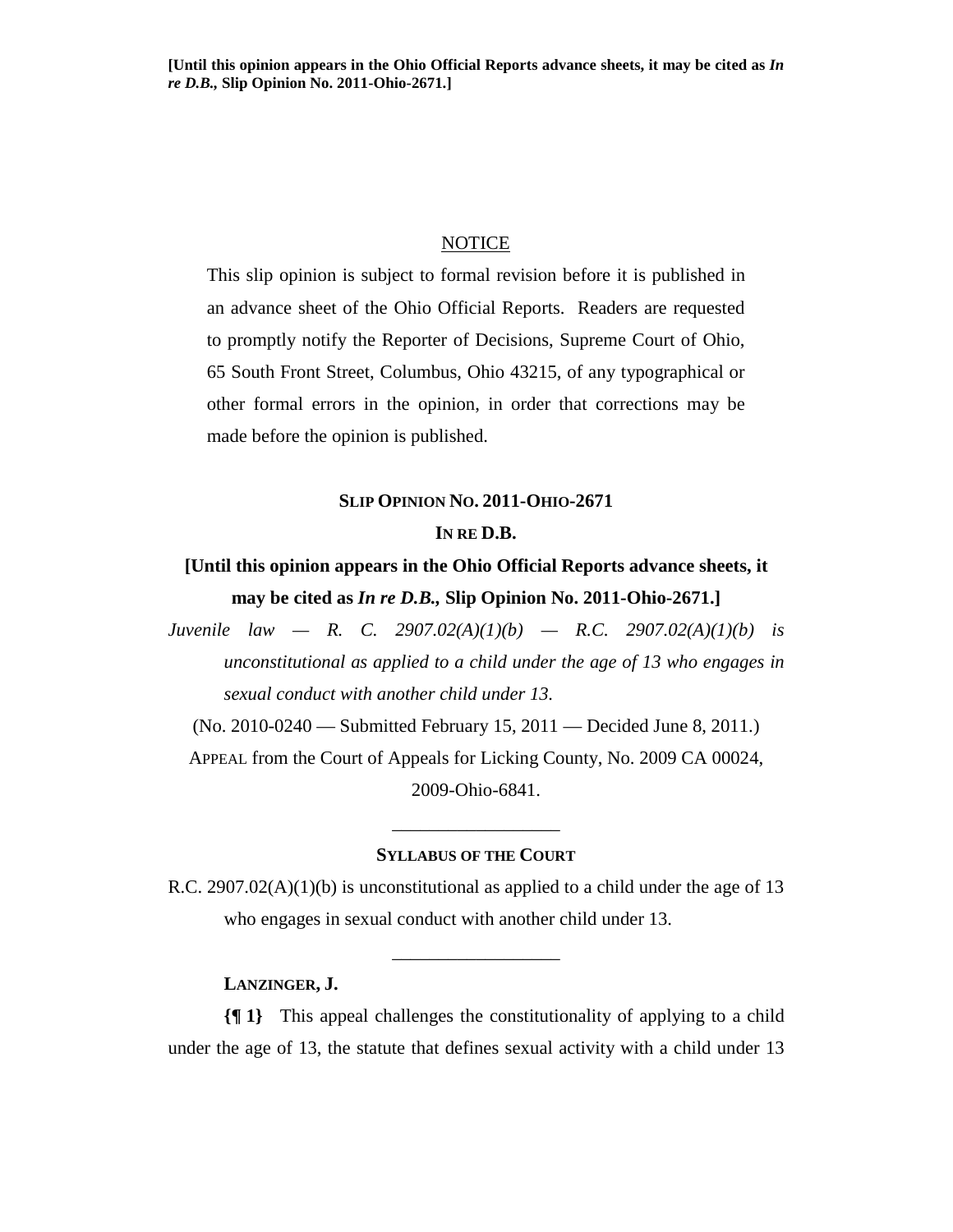**[Until this opinion appears in the Ohio Official Reports advance sheets, it may be cited as *In re D.B.,* Slip Opinion No. 2011-Ohio-2671.]**

NOTICE

This slip opinion is subject to formal revision before it is published in an advance sheet of the Ohio Official Reports. Readers are requested to promptly notify the Reporter of Decisions, Supreme Court of Ohio, 65 South Front Street, Columbus, Ohio 43215, of any typographical or other formal errors in the opinion, in order that corrections may be made before the opinion is published.

**SLIP OPINION NO. 2011-OHIO-2671**

**IN RE D.B.**

**[Until this opinion appears in the Ohio Official Reports advance sheets, it may be cited as *In re D.B.,* Slip Opinion No. 2011-Ohio-2671.]**

*Juvenile law — R. C. 2907.02(A)(1)(b) — R.C. 2907.02(A)(1)(b) is unconstitutional as applied to a child under the age of 13 who engages in sexual conduct with another child under 13.*

(No. 2010-0240 — Submitted February 15, 2011 — Decided June 8, 2011.)

APPEAL from the Court of Appeals for Licking County, No. 2009 CA 00024, 2009-Ohio-6841.

\_\_\_\_\_\_\_\_\_\_\_\_\_\_\_\_\_\_

**SYLLABUS OF THE COURT**

R.C. 2907.02(A)(1)(b) is unconstitutional as applied to a child under the age of 13 who engages in sexual conduct with another child under 13.

\_\_\_\_\_\_\_\_\_\_\_\_\_\_\_\_\_\_

**LANZINGER, J.**

**{¶ 1}** This appeal challenges the constitutionality of applying to a child under the age of 13, the statute that defines sexual activity with a child under 13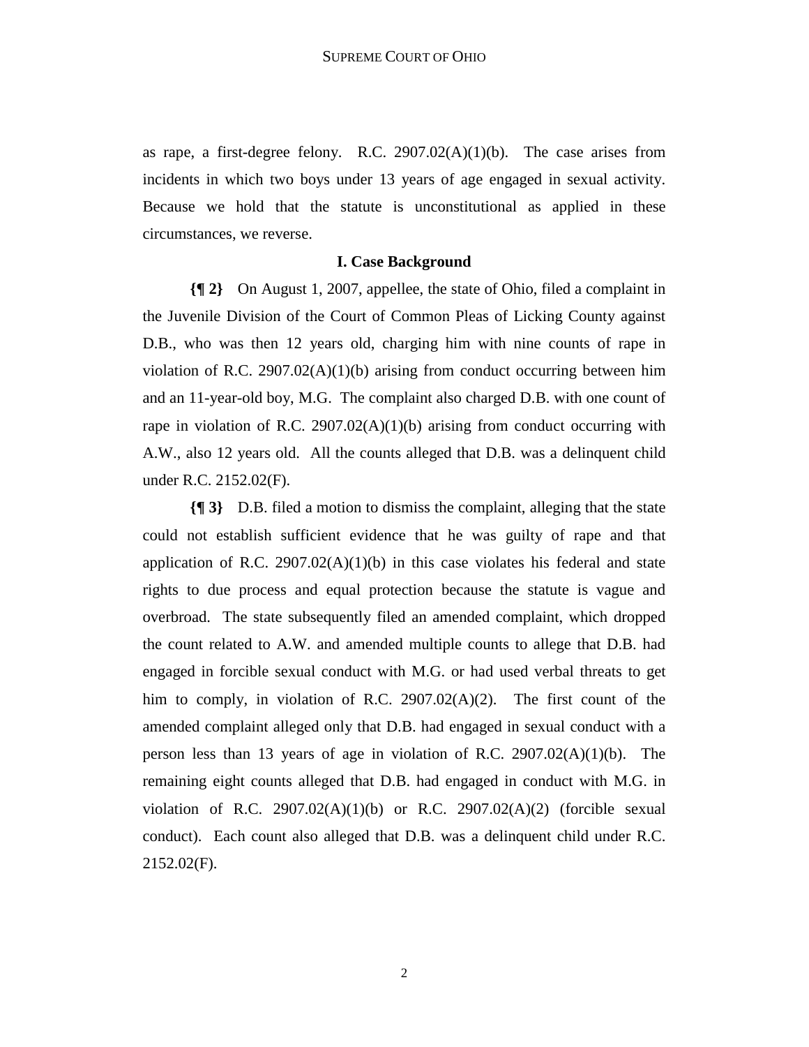as rape, a first-degree felony. R.C. 2907.02(A)(1)(b). The case arises from incidents in which two boys under 13 years of age engaged in sexual activity. Because we hold that the statute is unconstitutional as applied in these circumstances, we reverse.

### I. Case Background

**{¶ 2}** On August 1, 2007, appellee, the state of Ohio, filed a complaint in the Juvenile Division of the Court of Common Pleas of Licking County against D.B., who was then 12 years old, charging him with nine counts of rape in violation of R.C. 2907.02(A)(1)(b) arising from conduct occurring between him and an 11-year-old boy, M.G. The complaint also charged D.B. with one count of rape in violation of R.C. 2907.02(A)(1)(b) arising from conduct occurring with A.W., also 12 years old. All the counts alleged that D.B. was a delinquent child under R.C. 2152.02(F).

**{¶ 3}** D.B. filed a motion to dismiss the complaint, alleging that the state could not establish sufficient evidence that he was guilty of rape and that application of R.C. 2907.02(A)(1)(b) in this case violates his federal and state rights to due process and equal protection because the statute is vague and overbroad. The state subsequently filed an amended complaint, which dropped the count related to A.W. and amended multiple counts to allege that D.B. had engaged in forcible sexual conduct with M.G. or had used verbal threats to get him to comply, in violation of R.C. 2907.02(A)(2). The first count of the amended complaint alleged only that D.B. had engaged in sexual conduct with a person less than 13 years of age in violation of R.C. 2907.02(A)(1)(b). The remaining eight counts alleged that D.B. had engaged in conduct with M.G. in violation of R.C. 2907.02(A)(1)(b) or R.C. 2907.02(A)(2) (forcible sexual conduct). Each count also alleged that D.B. was a delinquent child under R.C. 2152.02(F).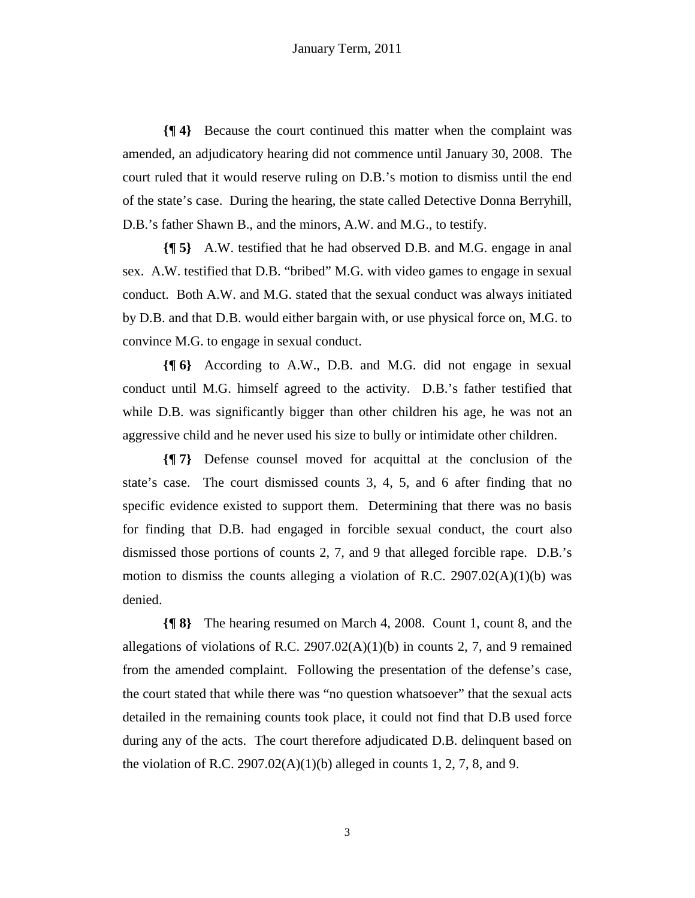**{¶ 4}** Because the court continued this matter when the complaint was amended, an adjudicatory hearing did not commence until January 30, 2008. The court ruled that it would reserve ruling on D.B.'s motion to dismiss until the end of the state's case. During the hearing, the state called Detective Donna Berryhill, D.B.'s father Shawn B., and the minors, A.W. and M.G., to testify.

**{¶ 5}** A.W. testified that he had observed D.B. and M.G. engage in anal sex. A.W. testified that D.B. "bribed" M.G. with video games to engage in sexual conduct. Both A.W. and M.G. stated that the sexual conduct was always initiated by D.B. and that D.B. would either bargain with, or use physical force on, M.G. to convince M.G. to engage in sexual conduct.

**{¶ 6}** According to A.W., D.B. and M.G. did not engage in sexual conduct until M.G. himself agreed to the activity. D.B.'s father testified that while D.B. was significantly bigger than other children his age, he was not an aggressive child and he never used his size to bully or intimidate other children.

**{¶ 7}** Defense counsel moved for acquittal at the conclusion of the state's case. The court dismissed counts 3, 4, 5, and 6 after finding that no specific evidence existed to support them. Determining that there was no basis for finding that D.B. had engaged in forcible sexual conduct, the court also dismissed those portions of counts 2, 7, and 9 that alleged forcible rape. D.B.'s motion to dismiss the counts alleging a violation of R.C. 2907.02(A)(1)(b) was denied.

**{¶ 8}** The hearing resumed on March 4, 2008. Count 1, count 8, and the allegations of violations of R.C. 2907.02(A)(1)(b) in counts 2, 7, and 9 remained from the amended complaint. Following the presentation of the defense's case, the court stated that while there was "no question whatsoever" that the sexual acts detailed in the remaining counts took place, it could not find that D.B used force during any of the acts. The court therefore adjudicated D.B. delinquent based on the violation of R.C. 2907.02(A)(1)(b) alleged in counts 1, 2, 7, 8, and 9.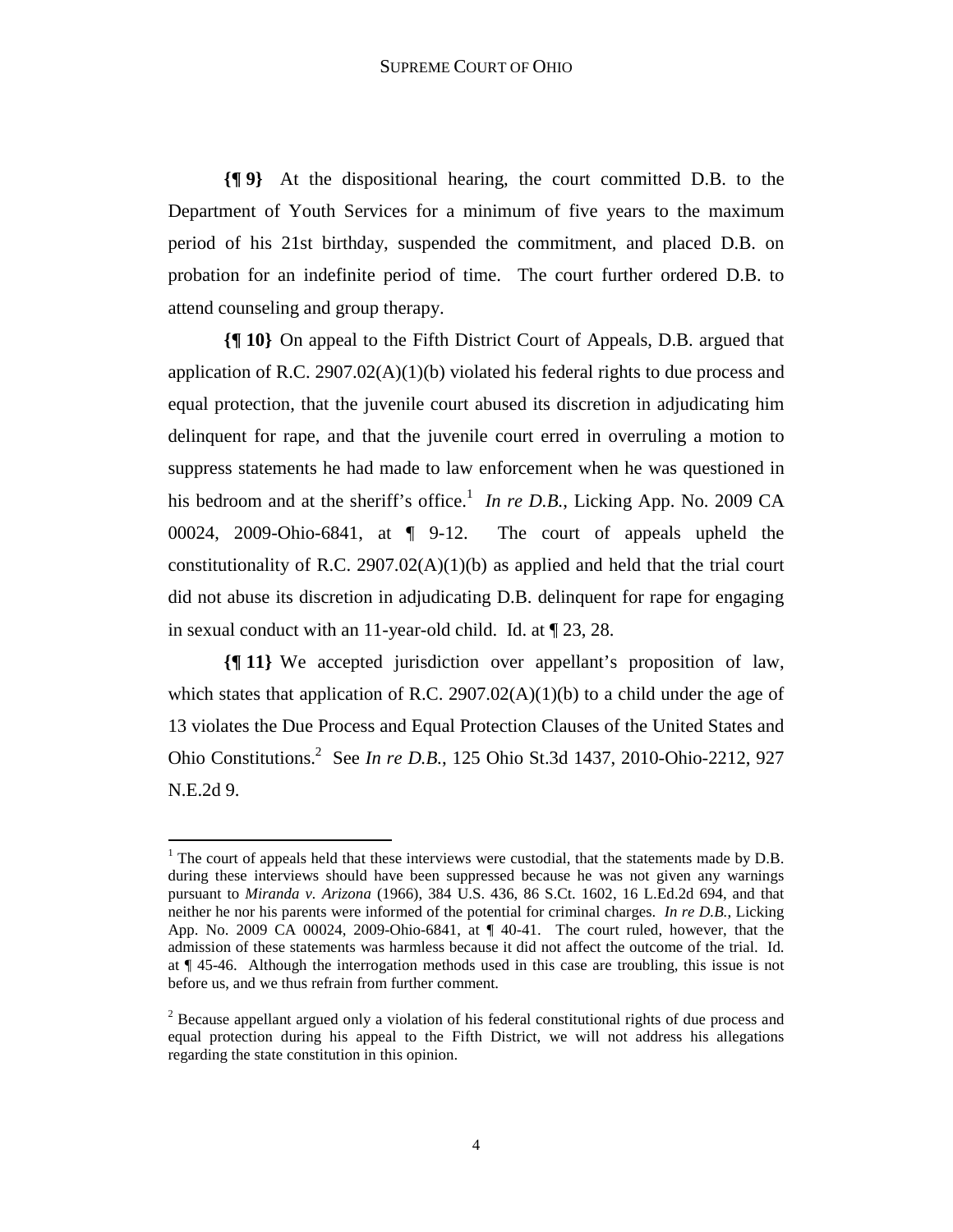**{¶ 9}** At the dispositional hearing, the court committed D.B. to the Department of Youth Services for a minimum of five years to the maximum period of his 21st birthday, suspended the commitment, and placed D.B. on probation for an indefinite period of time. The court further ordered D.B. to attend counseling and group therapy.

**{¶ 10}** On appeal to the Fifth District Court of Appeals, D.B. argued that application of R.C. 2907.02(A)(1)(b) violated his federal rights to due process and equal protection, that the juvenile court abused its discretion in adjudicating him delinquent for rape, and that the juvenile court erred in overruling a motion to suppress statements he had made to law enforcement when he was questioned in his bedroom and at the sheriff's office.[1] *In re D.B.*, Licking App. No. 2009 CA 00024, 2009-Ohio-6841, at ¶ 9-12. The court of appeals upheld the constitutionality of R.C. 2907.02(A)(1)(b) as applied and held that the trial court did not abuse its discretion in adjudicating D.B. delinquent for rape for engaging in sexual conduct with an 11-year-old child. Id. at ¶ 23, 28.

**{¶ 11}** We accepted jurisdiction over appellant's proposition of law, which states that application of R.C. 2907.02(A)(1)(b) to a child under the age of 13 violates the Due Process and Equal Protection Clauses of the United States and Ohio Constitutions.[2] See *In re D.B.*, 125 Ohio St.3d 1437, 2010-Ohio-2212, 927 N.E.2d 9.

---

[1] The court of appeals held that these interviews were custodial, that the statements made by D.B. during these interviews should have been suppressed because he was not given any warnings pursuant to *Miranda v. Arizona* (1966), 384 U.S. 436, 86 S.Ct. 1602, 16 L.Ed.2d 694, and that neither he nor his parents were informed of the potential for criminal charges. *In re D.B.*, Licking App. No. 2009 CA 00024, 2009-Ohio-6841, at ¶ 40-41. The court ruled, however, that the admission of these statements was harmless because it did not affect the outcome of the trial. Id. at ¶ 45-46. Although the interrogation methods used in this case are troubling, this issue is not before us, and we thus refrain from further comment.

[2] Because appellant argued only a violation of his federal constitutional rights of due process and equal protection during his appeal to the Fifth District, we will not address his allegations regarding the state constitution in this opinion.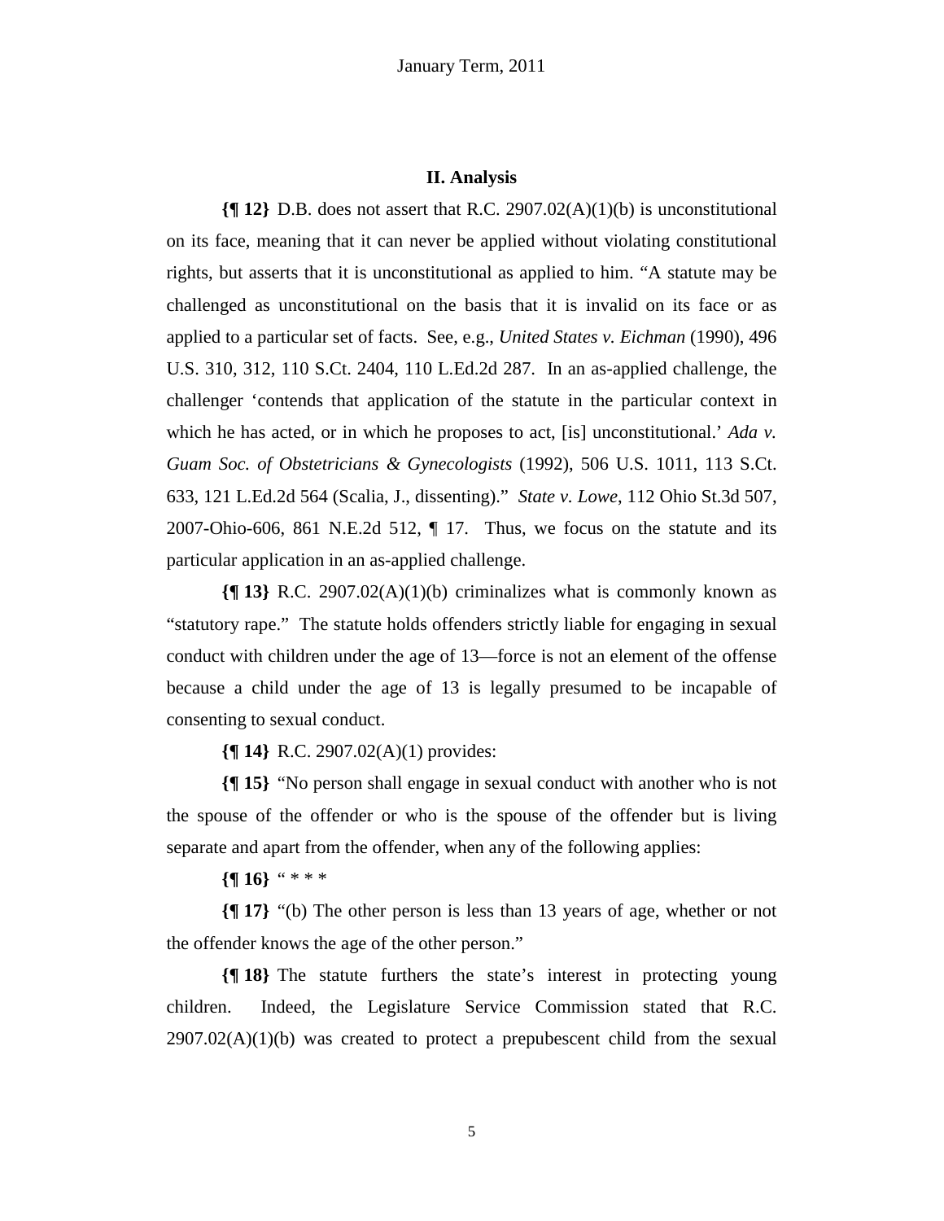## II. Analysis

**{¶ 12}** D.B. does not assert that R.C. 2907.02(A)(1)(b) is unconstitutional on its face, meaning that it can never be applied without violating constitutional rights, but asserts that it is unconstitutional as applied to him. "A statute may be challenged as unconstitutional on the basis that it is invalid on its face or as applied to a particular set of facts. See, e.g., *United States v. Eichman* (1990), 496 U.S. 310, 312, 110 S.Ct. 2404, 110 L.Ed.2d 287. In an as-applied challenge, the challenger 'contends that application of the statute in the particular context in which he has acted, or in which he proposes to act, [is] unconstitutional.' *Ada v. Guam Soc. of Obstetricians & Gynecologists* (1992), 506 U.S. 1011, 113 S.Ct. 633, 121 L.Ed.2d 564 (Scalia, J., dissenting)." *State v. Lowe*, 112 Ohio St.3d 507, 2007-Ohio-606, 861 N.E.2d 512, ¶ 17. Thus, we focus on the statute and its particular application in an as-applied challenge.

**{¶ 13}** R.C. 2907.02(A)(1)(b) criminalizes what is commonly known as "statutory rape." The statute holds offenders strictly liable for engaging in sexual conduct with children under the age of 13—force is not an element of the offense because a child under the age of 13 is legally presumed to be incapable of consenting to sexual conduct.

**{¶ 14}** R.C. 2907.02(A)(1) provides:

**{¶ 15}** "No person shall engage in sexual conduct with another who is not the spouse of the offender or who is the spouse of the offender but is living separate and apart from the offender, when any of the following applies:

**{¶ 16}** " * * *

**{¶ 17}** "(b) The other person is less than 13 years of age, whether or not the offender knows the age of the other person."

**{¶ 18}** The statute furthers the state's interest in protecting young children. Indeed, the Legislature Service Commission stated that R.C. 2907.02(A)(1)(b) was created to protect a prepubescent child from the sexual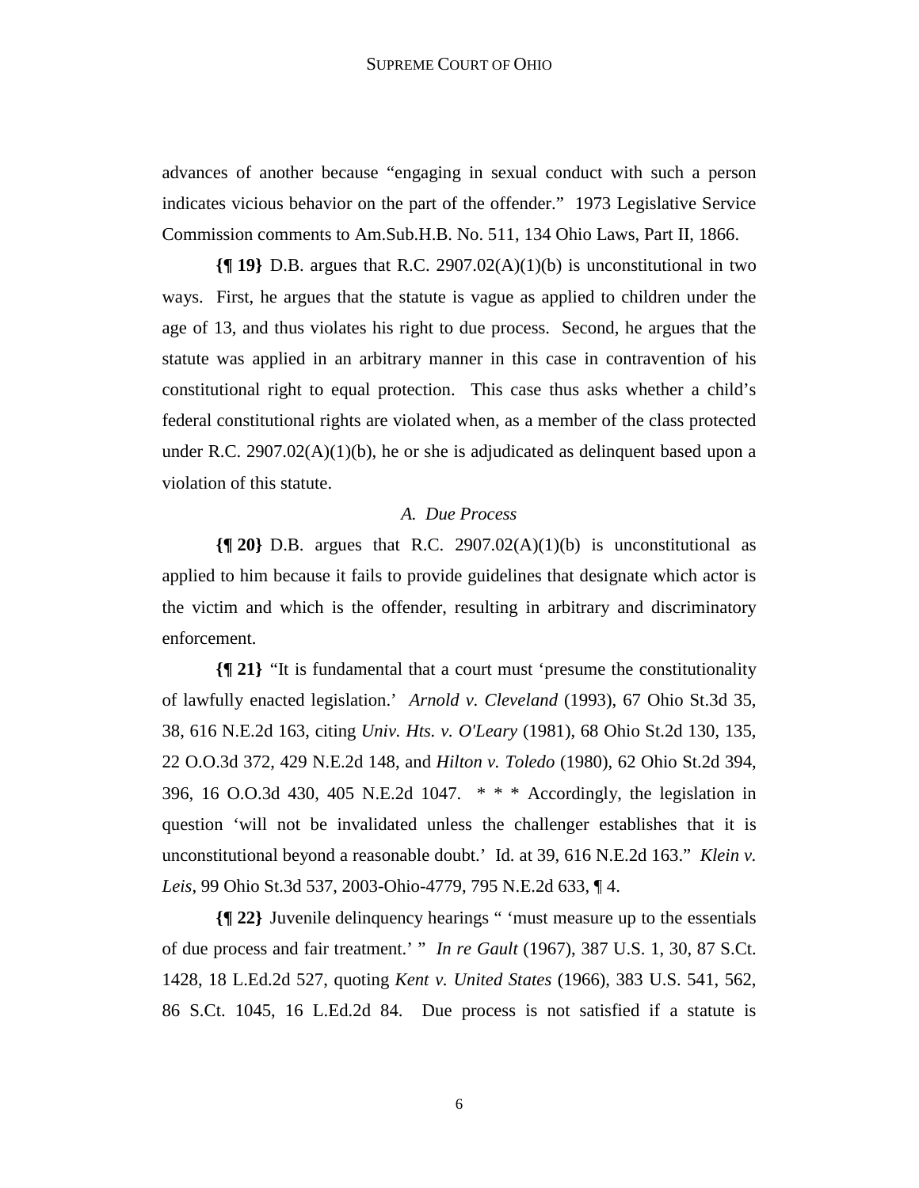advances of another because "engaging in sexual conduct with such a person indicates vicious behavior on the part of the offender." 1973 Legislative Service Commission comments to Am.Sub.H.B. No. 511, 134 Ohio Laws, Part II, 1866.

**{¶ 19}** D.B. argues that R.C. 2907.02(A)(1)(b) is unconstitutional in two ways. First, he argues that the statute is vague as applied to children under the age of 13, and thus violates his right to due process. Second, he argues that the statute was applied in an arbitrary manner in this case in contravention of his constitutional right to equal protection. This case thus asks whether a child's federal constitutional rights are violated when, as a member of the class protected under R.C. 2907.02(A)(1)(b), he or she is adjudicated as delinquent based upon a violation of this statute.

*A. Due Process*

**{¶ 20}** D.B. argues that R.C. 2907.02(A)(1)(b) is unconstitutional as applied to him because it fails to provide guidelines that designate which actor is the victim and which is the offender, resulting in arbitrary and discriminatory enforcement.

**{¶ 21}** "It is fundamental that a court must 'presume the constitutionality of lawfully enacted legislation.' *Arnold v. Cleveland* (1993), 67 Ohio St.3d 35, 38, 616 N.E.2d 163, citing *Univ. Hts. v. O'Leary* (1981), 68 Ohio St.2d 130, 135, 22 O.O.3d 372, 429 N.E.2d 148, and *Hilton v. Toledo* (1980), 62 Ohio St.2d 394, 396, 16 O.O.3d 430, 405 N.E.2d 1047. * * * Accordingly, the legislation in question 'will not be invalidated unless the challenger establishes that it is unconstitutional beyond a reasonable doubt.' Id. at 39, 616 N.E.2d 163." *Klein v. Leis*, 99 Ohio St.3d 537, 2003-Ohio-4779, 795 N.E.2d 633, ¶ 4.

**{¶ 22}** Juvenile delinquency hearings " 'must measure up to the essentials of due process and fair treatment.' " *In re Gault* (1967), 387 U.S. 1, 30, 87 S.Ct. 1428, 18 L.Ed.2d 527, quoting *Kent v. United States* (1966), 383 U.S. 541, 562, 86 S.Ct. 1045, 16 L.Ed.2d 84. Due process is not satisfied if a statute is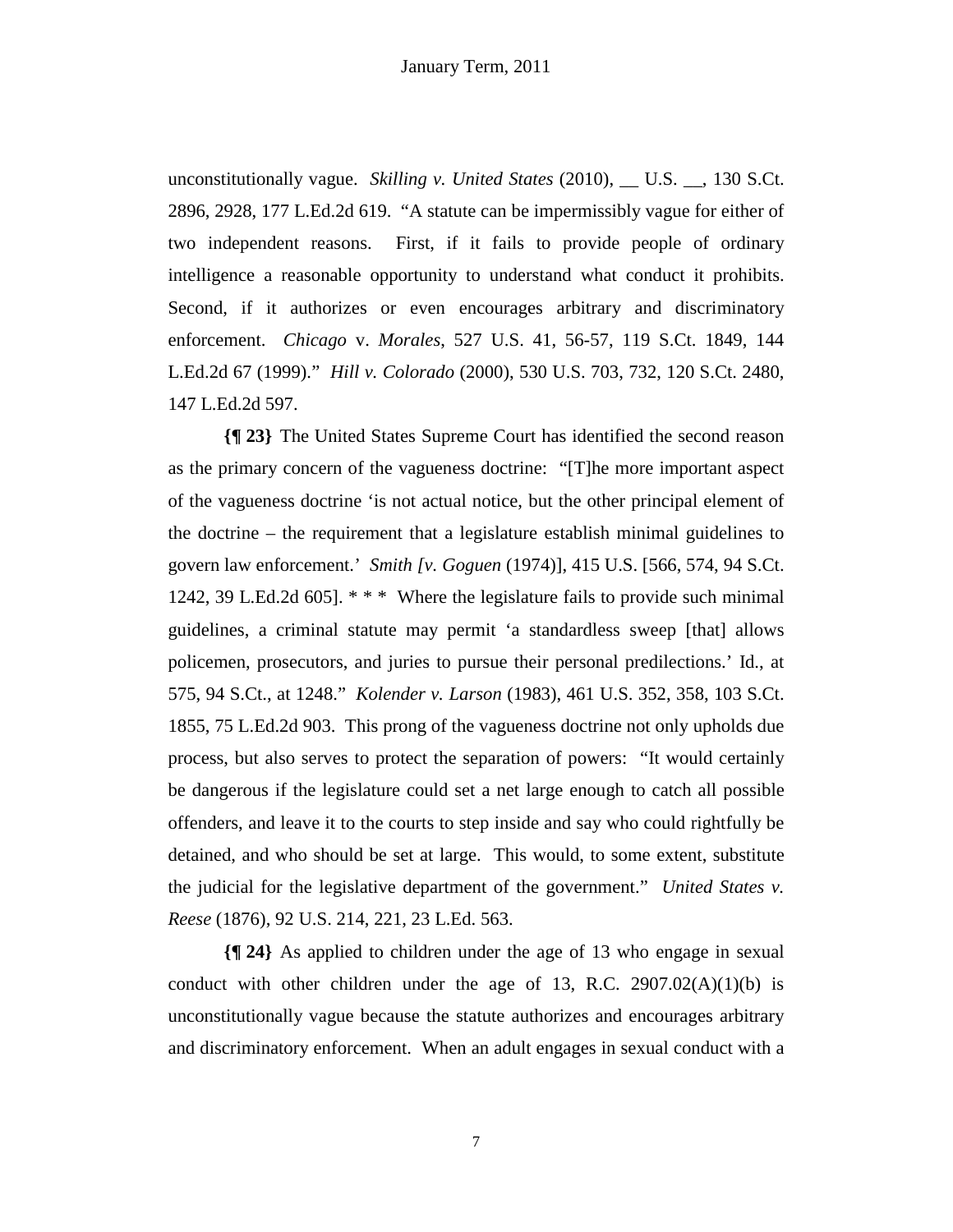unconstitutionally vague. *Skilling v. United States* (2010), __ U.S. __, 130 S.Ct. 2896, 2928, 177 L.Ed.2d 619. "A statute can be impermissibly vague for either of two independent reasons. First, if it fails to provide people of ordinary intelligence a reasonable opportunity to understand what conduct it prohibits. Second, if it authorizes or even encourages arbitrary and discriminatory enforcement. *Chicago* v. *Morales*, 527 U.S. 41, 56-57, 119 S.Ct. 1849, 144 L.Ed.2d 67 (1999)." *Hill v. Colorado* (2000), 530 U.S. 703, 732, 120 S.Ct. 2480, 147 L.Ed.2d 597.

**{¶ 23}** The United States Supreme Court has identified the second reason as the primary concern of the vagueness doctrine: "[T]he more important aspect of the vagueness doctrine 'is not actual notice, but the other principal element of the doctrine – the requirement that a legislature establish minimal guidelines to govern law enforcement.' *Smith [v. Goguen* (1974)], 415 U.S. [566, 574, 94 S.Ct. 1242, 39 L.Ed.2d 605]. * * * Where the legislature fails to provide such minimal guidelines, a criminal statute may permit 'a standardless sweep [that] allows policemen, prosecutors, and juries to pursue their personal predilections.' Id., at 575, 94 S.Ct., at 1248." *Kolender v. Larson* (1983), 461 U.S. 352, 358, 103 S.Ct. 1855, 75 L.Ed.2d 903. This prong of the vagueness doctrine not only upholds due process, but also serves to protect the separation of powers: "It would certainly be dangerous if the legislature could set a net large enough to catch all possible offenders, and leave it to the courts to step inside and say who could rightfully be detained, and who should be set at large. This would, to some extent, substitute the judicial for the legislative department of the government." *United States v. Reese* (1876), 92 U.S. 214, 221, 23 L.Ed. 563.

**{¶ 24}** As applied to children under the age of 13 who engage in sexual conduct with other children under the age of 13, R.C. 2907.02(A)(1)(b) is unconstitutionally vague because the statute authorizes and encourages arbitrary and discriminatory enforcement. When an adult engages in sexual conduct with a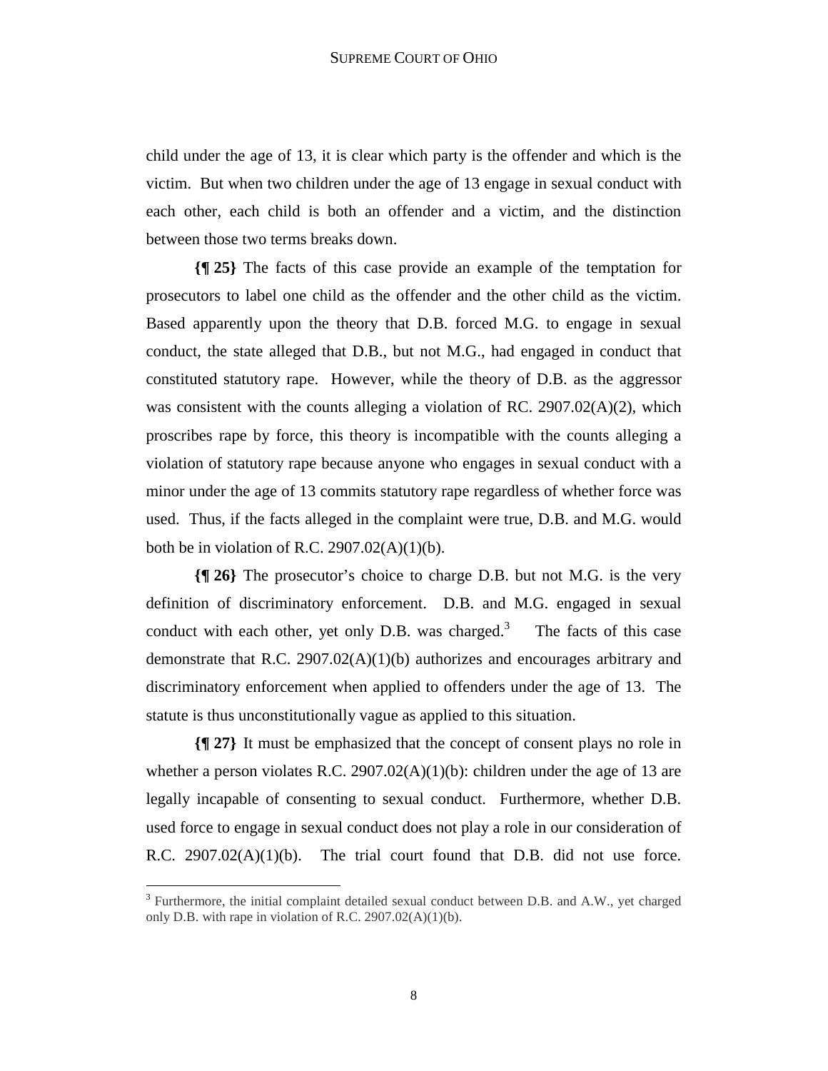child under the age of 13, it is clear which party is the offender and which is the victim. But when two children under the age of 13 engage in sexual conduct with each other, each child is both an offender and a victim, and the distinction between those two terms breaks down.

**{¶ 25}** The facts of this case provide an example of the temptation for prosecutors to label one child as the offender and the other child as the victim. Based apparently upon the theory that D.B. forced M.G. to engage in sexual conduct, the state alleged that D.B., but not M.G., had engaged in conduct that constituted statutory rape. However, while the theory of D.B. as the aggressor was consistent with the counts alleging a violation of RC. 2907.02(A)(2), which proscribes rape by force, this theory is incompatible with the counts alleging a violation of statutory rape because anyone who engages in sexual conduct with a minor under the age of 13 commits statutory rape regardless of whether force was used. Thus, if the facts alleged in the complaint were true, D.B. and M.G. would both be in violation of R.C. 2907.02(A)(1)(b).

**{¶ 26}** The prosecutor's choice to charge D.B. but not M.G. is the very definition of discriminatory enforcement. D.B. and M.G. engaged in sexual conduct with each other, yet only D.B. was charged.[3] The facts of this case demonstrate that R.C. 2907.02(A)(1)(b) authorizes and encourages arbitrary and discriminatory enforcement when applied to offenders under the age of 13. The statute is thus unconstitutionally vague as applied to this situation.

**{¶ 27}** It must be emphasized that the concept of consent plays no role in whether a person violates R.C. 2907.02(A)(1)(b): children under the age of 13 are legally incapable of consenting to sexual conduct. Furthermore, whether D.B. used force to engage in sexual conduct does not play a role in our consideration of R.C. 2907.02(A)(1)(b). The trial court found that D.B. did not use force.

---

[3] Furthermore, the initial complaint detailed sexual conduct between D.B. and A.W., yet charged only D.B. with rape in violation of R.C. 2907.02(A)(1)(b).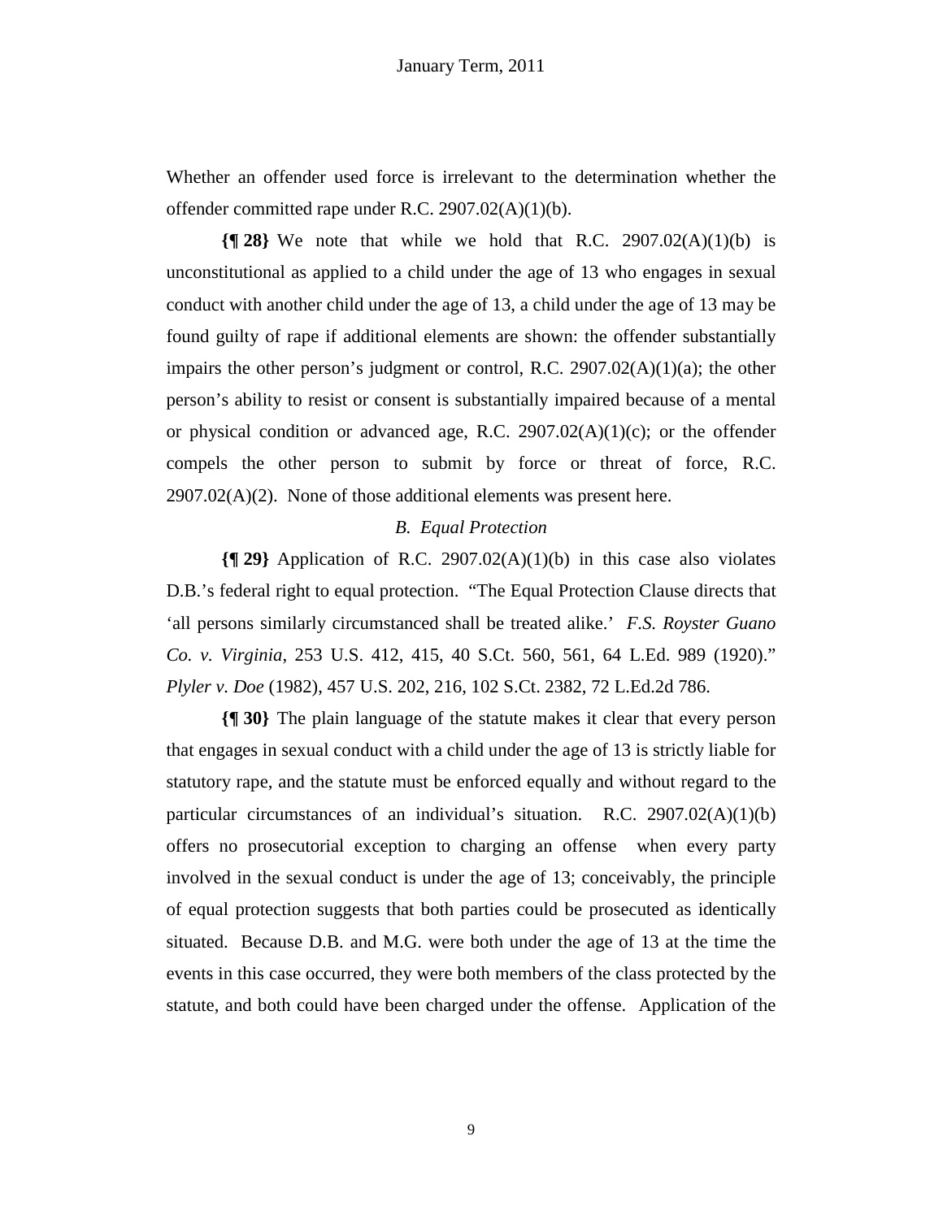Whether an offender used force is irrelevant to the determination whether the offender committed rape under R.C. 2907.02(A)(1)(b).

**{¶ 28}** We note that while we hold that R.C. 2907.02(A)(1)(b) is unconstitutional as applied to a child under the age of 13 who engages in sexual conduct with another child under the age of 13, a child under the age of 13 may be found guilty of rape if additional elements are shown: the offender substantially impairs the other person's judgment or control, R.C. 2907.02(A)(1)(a); the other person's ability to resist or consent is substantially impaired because of a mental or physical condition or advanced age, R.C. 2907.02(A)(1)(c); or the offender compels the other person to submit by force or threat of force, R.C. 2907.02(A)(2). None of those additional elements was present here.

*B. Equal Protection*

**{¶ 29}** Application of R.C. 2907.02(A)(1)(b) in this case also violates D.B.'s federal right to equal protection. "The Equal Protection Clause directs that 'all persons similarly circumstanced shall be treated alike.' *F.S. Royster Guano Co. v. Virginia*, 253 U.S. 412, 415, 40 S.Ct. 560, 561, 64 L.Ed. 989 (1920)." *Plyler v. Doe* (1982), 457 U.S. 202, 216, 102 S.Ct. 2382, 72 L.Ed.2d 786.

**{¶ 30}** The plain language of the statute makes it clear that every person that engages in sexual conduct with a child under the age of 13 is strictly liable for statutory rape, and the statute must be enforced equally and without regard to the particular circumstances of an individual's situation. R.C. 2907.02(A)(1)(b) offers no prosecutorial exception to charging an offense when every party involved in the sexual conduct is under the age of 13; conceivably, the principle of equal protection suggests that both parties could be prosecuted as identically situated. Because D.B. and M.G. were both under the age of 13 at the time the events in this case occurred, they were both members of the class protected by the statute, and both could have been charged under the offense. Application of the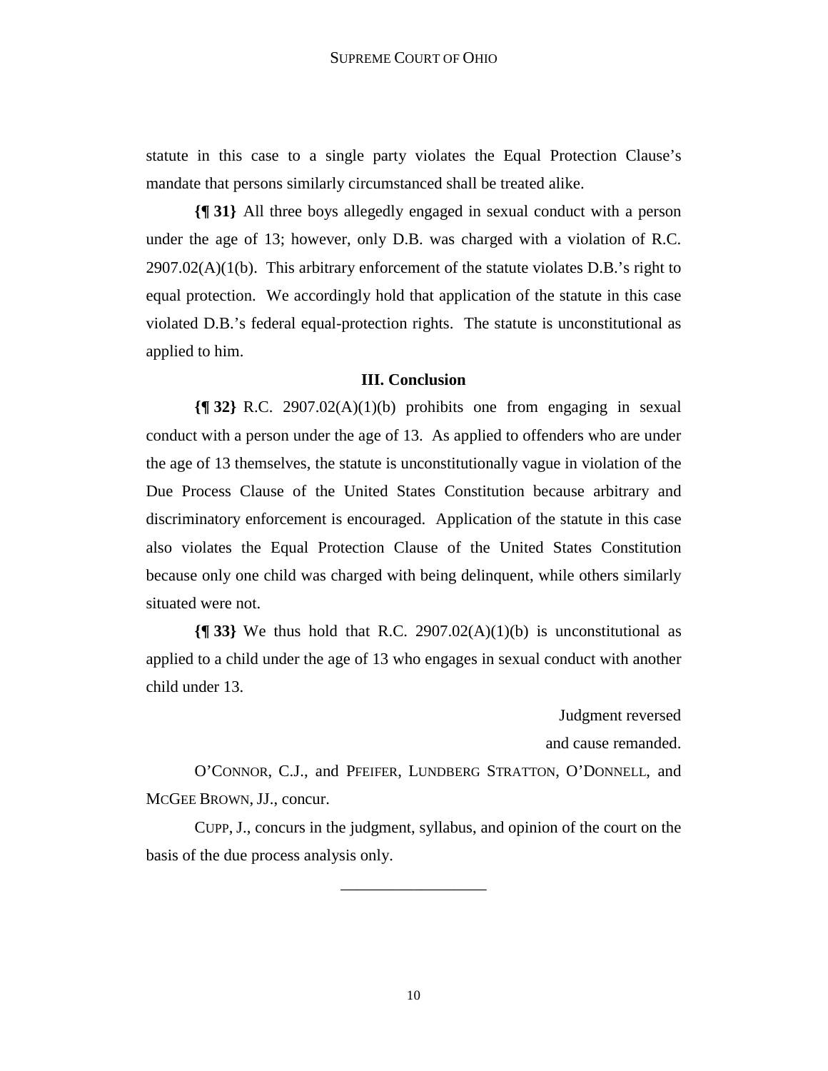statute in this case to a single party violates the Equal Protection Clause's mandate that persons similarly circumstanced shall be treated alike.

**{¶ 31}** All three boys allegedly engaged in sexual conduct with a person under the age of 13; however, only D.B. was charged with a violation of R.C. 2907.02(A)(1(b). This arbitrary enforcement of the statute violates D.B.'s right to equal protection. We accordingly hold that application of the statute in this case violated D.B.'s federal equal-protection rights. The statute is unconstitutional as applied to him.

### III. Conclusion

**{¶ 32}** R.C. 2907.02(A)(1)(b) prohibits one from engaging in sexual conduct with a person under the age of 13. As applied to offenders who are under the age of 13 themselves, the statute is unconstitutionally vague in violation of the Due Process Clause of the United States Constitution because arbitrary and discriminatory enforcement is encouraged. Application of the statute in this case also violates the Equal Protection Clause of the United States Constitution because only one child was charged with being delinquent, while others similarly situated were not.

**{¶ 33}** We thus hold that R.C. 2907.02(A)(1)(b) is unconstitutional as applied to a child under the age of 13 who engages in sexual conduct with another child under 13.

Judgment reversed
and cause remanded.

O'CONNOR, C.J., and PFEIFER, LUNDBERG STRATTON, O'DONNELL, and MCGEE BROWN, JJ., concur.

CUPP, J., concurs in the judgment, syllabus, and opinion of the court on the basis of the due process analysis only.

---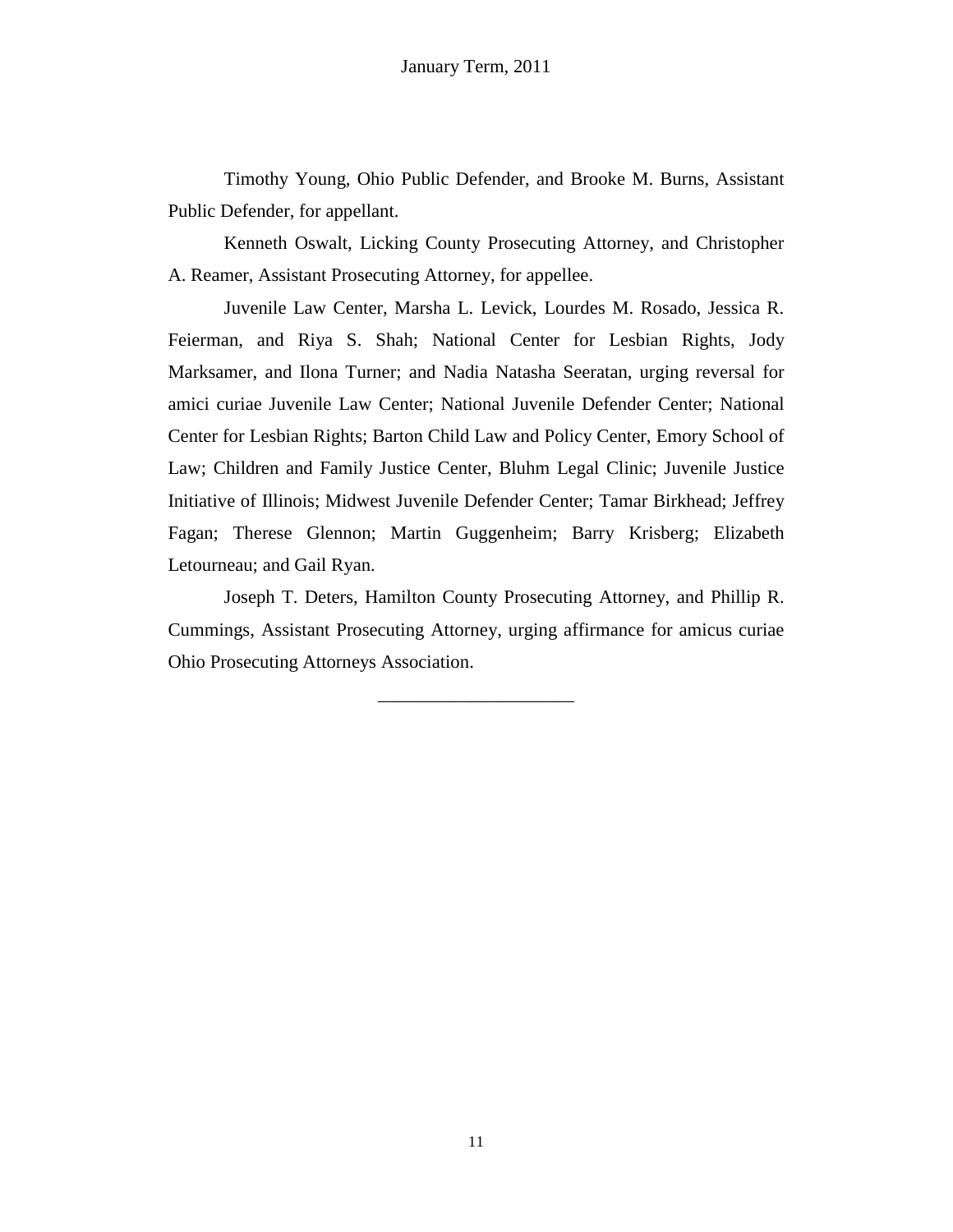Timothy Young, Ohio Public Defender, and Brooke M. Burns, Assistant Public Defender, for appellant.

Kenneth Oswalt, Licking County Prosecuting Attorney, and Christopher A. Reamer, Assistant Prosecuting Attorney, for appellee.

Juvenile Law Center, Marsha L. Levick, Lourdes M. Rosado, Jessica R. Feierman, and Riya S. Shah; National Center for Lesbian Rights, Jody Marksamer, and Ilona Turner; and Nadia Natasha Seeratan, urging reversal for amici curiae Juvenile Law Center; National Juvenile Defender Center; National Center for Lesbian Rights; Barton Child Law and Policy Center, Emory School of Law; Children and Family Justice Center, Bluhm Legal Clinic; Juvenile Justice Initiative of Illinois; Midwest Juvenile Defender Center; Tamar Birkhead; Jeffrey Fagan; Therese Glennon; Martin Guggenheim; Barry Krisberg; Elizabeth Letourneau; and Gail Ryan.

Joseph T. Deters, Hamilton County Prosecuting Attorney, and Phillip R. Cummings, Assistant Prosecuting Attorney, urging affirmance for amicus curiae Ohio Prosecuting Attorneys Association.

\_\_\_\_\_\_\_\_\_\_\_\_\_\_\_\_\_\_\_\_\_